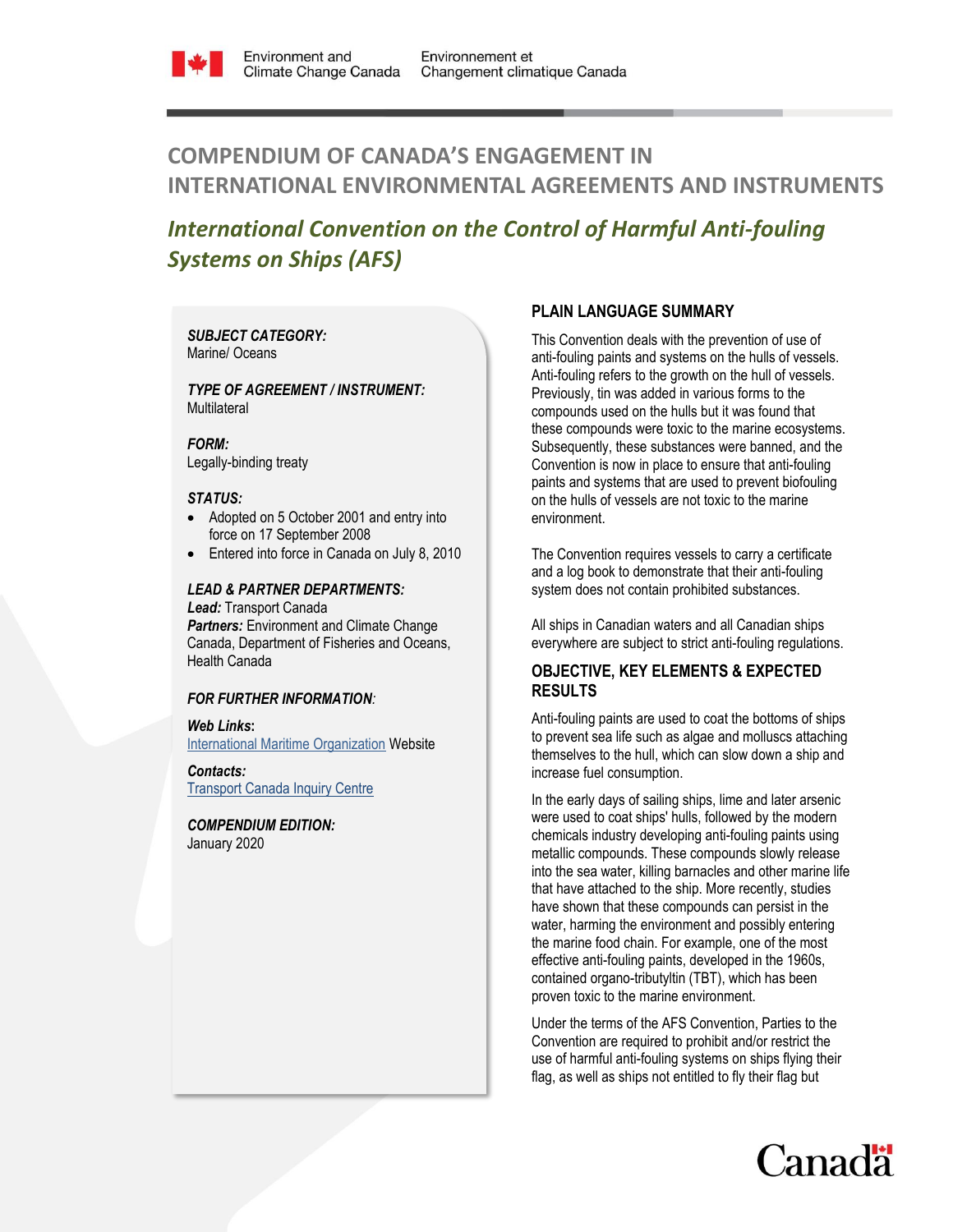Environment and Climate Change Canada / Environnement et Changement climatique Canada

# COMPENDIUM OF CANADA'S ENGAGEMENT IN INTERNATIONAL ENVIRONMENTAL AGREEMENTS AND INSTRUMENTS

## *International Convention on the Control of Harmful Anti-fouling Systems on Ships (AFS)*

***SUBJECT CATEGORY:***
Marine/ Oceans

***TYPE OF AGREEMENT / INSTRUMENT:***
Multilateral

***FORM:***
Legally-binding treaty

***STATUS:***

- Adopted on 5 October 2001 and entry into force on 17 September 2008
- Entered into force in Canada on July 8, 2010

***LEAD & PARTNER DEPARTMENTS:***
***Lead:*** Transport Canada
***Partners:*** Environment and Climate Change Canada, Department of Fisheries and Oceans, Health Canada

***FOR FURTHER INFORMATION:***

***Web Links:***
International Maritime Organization Website

***Contacts:***
Transport Canada Inquiry Centre

***COMPENDIUM EDITION:***
January 2020

### PLAIN LANGUAGE SUMMARY

This Convention deals with the prevention of use of anti-fouling paints and systems on the hulls of vessels. Anti-fouling refers to the growth on the hull of vessels. Previously, tin was added in various forms to the compounds used on the hulls but it was found that these compounds were toxic to the marine ecosystems. Subsequently, these substances were banned, and the Convention is now in place to ensure that anti-fouling paints and systems that are used to prevent biofouling on the hulls of vessels are not toxic to the marine environment.

The Convention requires vessels to carry a certificate and a log book to demonstrate that their anti-fouling system does not contain prohibited substances.

All ships in Canadian waters and all Canadian ships everywhere are subject to strict anti-fouling regulations.

### OBJECTIVE, KEY ELEMENTS & EXPECTED RESULTS

Anti-fouling paints are used to coat the bottoms of ships to prevent sea life such as algae and molluscs attaching themselves to the hull, which can slow down a ship and increase fuel consumption.

In the early days of sailing ships, lime and later arsenic were used to coat ships' hulls, followed by the modern chemicals industry developing anti-fouling paints using metallic compounds. These compounds slowly release into the sea water, killing barnacles and other marine life that have attached to the ship. More recently, studies have shown that these compounds can persist in the water, harming the environment and possibly entering the marine food chain. For example, one of the most effective anti-fouling paints, developed in the 1960s, contained organo-tributyltin (TBT), which has been proven toxic to the marine environment.

Under the terms of the AFS Convention, Parties to the Convention are required to prohibit and/or restrict the use of harmful anti-fouling systems on ships flying their flag, as well as ships not entitled to fly their flag but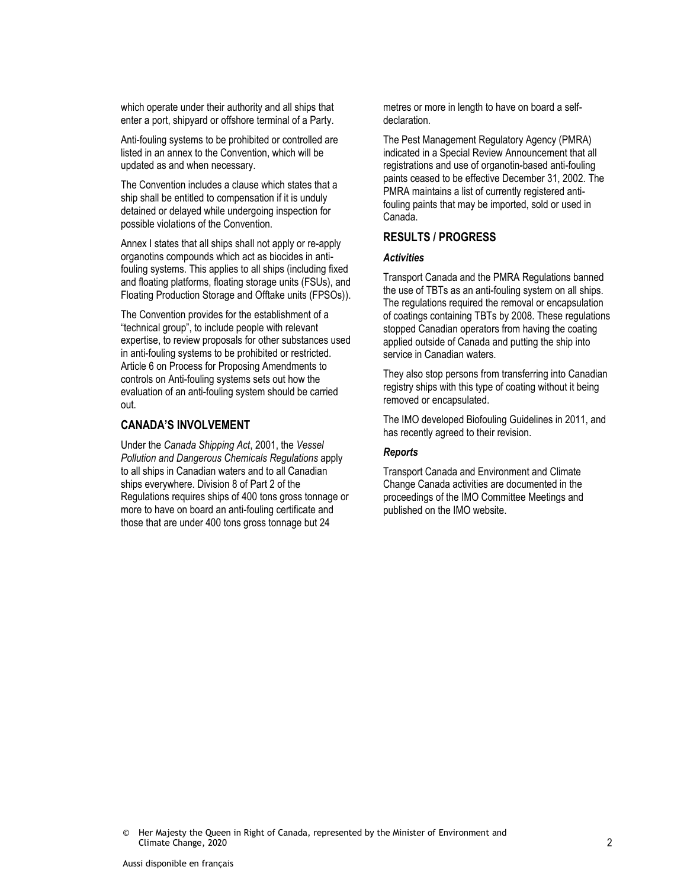which operate under their authority and all ships that enter a port, shipyard or offshore terminal of a Party.

Anti-fouling systems to be prohibited or controlled are listed in an annex to the Convention, which will be updated as and when necessary.

The Convention includes a clause which states that a ship shall be entitled to compensation if it is unduly detained or delayed while undergoing inspection for possible violations of the Convention.

Annex I states that all ships shall not apply or re-apply organotins compounds which act as biocides in anti-fouling systems. This applies to all ships (including fixed and floating platforms, floating storage units (FSUs), and Floating Production Storage and Offtake units (FPSOs)).

The Convention provides for the establishment of a "technical group", to include people with relevant expertise, to review proposals for other substances used in anti-fouling systems to be prohibited or restricted. Article 6 on Process for Proposing Amendments to controls on Anti-fouling systems sets out how the evaluation of an anti-fouling system should be carried out.

## CANADA'S INVOLVEMENT

Under the *Canada Shipping Act*, 2001, the *Vessel Pollution and Dangerous Chemicals Regulations* apply to all ships in Canadian waters and to all Canadian ships everywhere. Division 8 of Part 2 of the Regulations requires ships of 400 tons gross tonnage or more to have on board an anti-fouling certificate and those that are under 400 tons gross tonnage but 24 metres or more in length to have on board a self-declaration.

The Pest Management Regulatory Agency (PMRA) indicated in a Special Review Announcement that all registrations and use of organotin-based anti-fouling paints ceased to be effective December 31, 2002. The PMRA maintains a list of currently registered anti-fouling paints that may be imported, sold or used in Canada.

## RESULTS / PROGRESS

### *Activities*

Transport Canada and the PMRA Regulations banned the use of TBTs as an anti-fouling system on all ships. The regulations required the removal or encapsulation of coatings containing TBTs by 2008. These regulations stopped Canadian operators from having the coating applied outside of Canada and putting the ship into service in Canadian waters.

They also stop persons from transferring into Canadian registry ships with this type of coating without it being removed or encapsulated.

The IMO developed Biofouling Guidelines in 2011, and has recently agreed to their revision.

### *Reports*

Transport Canada and Environment and Climate Change Canada activities are documented in the proceedings of the IMO Committee Meetings and published on the IMO website.

© Her Majesty the Queen in Right of Canada, represented by the Minister of Environment and Climate Change, 2020

Aussi disponible en français